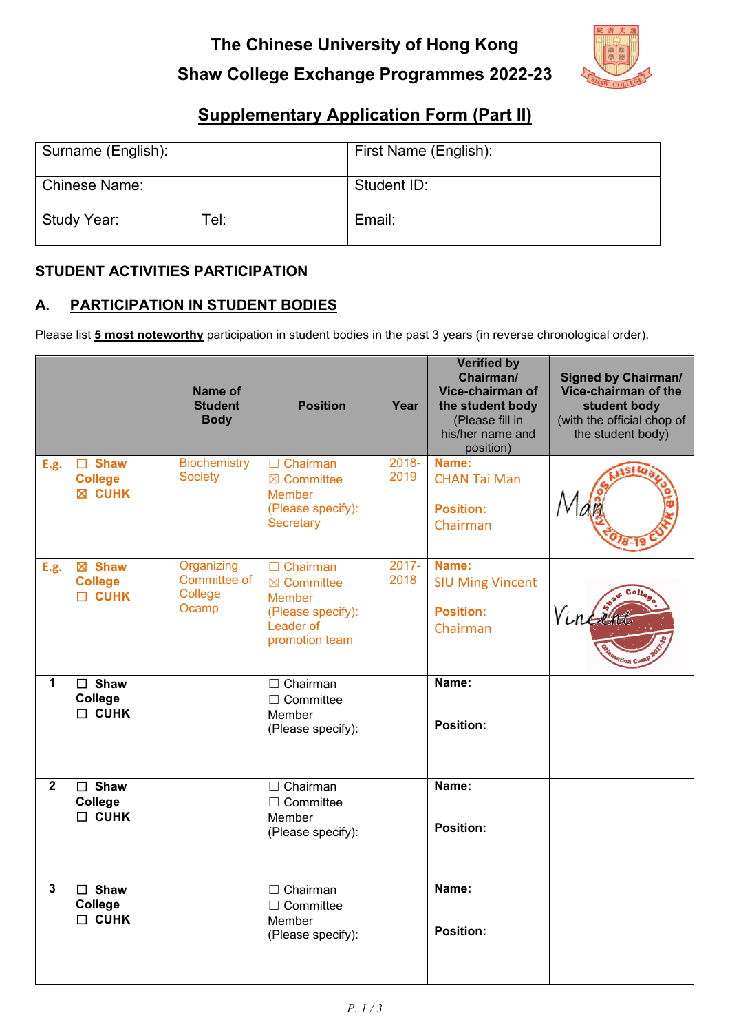# The Chinese University of Hong Kong

## Shaw College Exchange Programmes 2022-23

## Supplementary Application Form (Part II)

| Surname (English): | | First Name (English): |
|---|---|---|
| Chinese Name: | | Student ID: |
| Study Year: | Tel: | Email: |

### STUDENT ACTIVITIES PARTICIPATION

### A. PARTICIPATION IN STUDENT BODIES

Please list **5 most noteworthy** participation in student bodies in the past 3 years (in reverse chronological order).

| | | Name of Student Body | Position | Year | Verified by Chairman/ Vice-chairman of the student body (Please fill in his/her name and position) | Signed by Chairman/ Vice-chairman of the student body (with the official chop of the student body) |
|---|---|---|---|---|---|---|
| E.g. | ☐ Shaw College ☒ CUHK | Biochemistry Society | ☐ Chairman ☒ Committee Member (Please specify): Secretary | 2018-2019 | **Name:** CHAN Tai Man **Position:** Chairman | Man |
| E.g. | ☒ Shaw College ☐ CUHK | Organizing Committee of College Ocamp | ☐ Chairman ☒ Committee Member (Please specify): Leader of promotion team | 2017-2018 | **Name:** SIU Ming Vincent **Position:** Chairman | Vincent |
| 1 | ☐ Shaw College ☐ CUHK | | ☐ Chairman ☐ Committee Member (Please specify): | | **Name:** **Position:** | |
| 2 | ☐ Shaw College ☐ CUHK | | ☐ Chairman ☐ Committee Member (Please specify): | | **Name:** **Position:** | |
| 3 | ☐ Shaw College ☐ CUHK | | ☐ Chairman ☐ Committee Member (Please specify): | | **Name:** **Position:** | |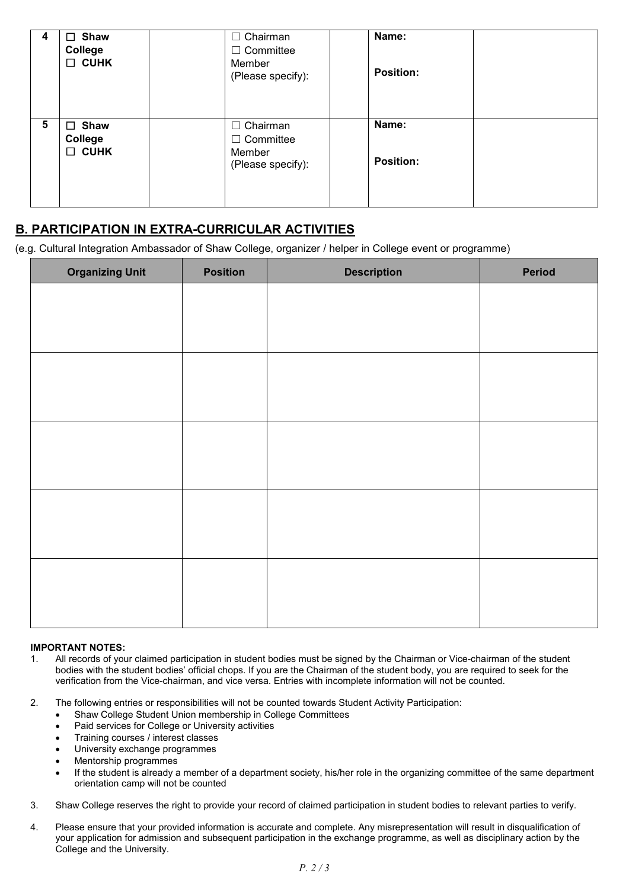| 4 | ☐ **Shaw College** ☐ **CUHK** | | ☐ Chairman ☐ Committee Member (Please specify): | | **Name:** **Position:** | |
|---|---|---|---|---|---|---|
| 5 | ☐ **Shaw College** ☐ **CUHK** | | ☐ Chairman ☐ Committee Member (Please specify): | | **Name:** **Position:** | |

## B. PARTICIPATION IN EXTRA-CURRICULAR ACTIVITIES

(e.g. Cultural Integration Ambassador of Shaw College, organizer / helper in College event or programme)

| Organizing Unit | Position | Description | Period |
|---|---|---|---|
| | | | |
| | | | |
| | | | |
| | | | |
| | | | |

**IMPORTANT NOTES:**

1. All records of your claimed participation in student bodies must be signed by the Chairman or Vice-chairman of the student bodies with the student bodies' official chops. If you are the Chairman of the student body, you are required to seek for the verification from the Vice-chairman, and vice versa. Entries with incomplete information will not be counted.

2. The following entries or responsibilities will not be counted towards Student Activity Participation:
   - Shaw College Student Union membership in College Committees
   - Paid services for College or University activities
   - Training courses / interest classes
   - University exchange programmes
   - Mentorship programmes
   - If the student is already a member of a department society, his/her role in the organizing committee of the same department orientation camp will not be counted

3. Shaw College reserves the right to provide your record of claimed participation in student bodies to relevant parties to verify.

4. Please ensure that your provided information is accurate and complete. Any misrepresentation will result in disqualification of your application for admission and subsequent participation in the exchange programme, as well as disciplinary action by the College and the University.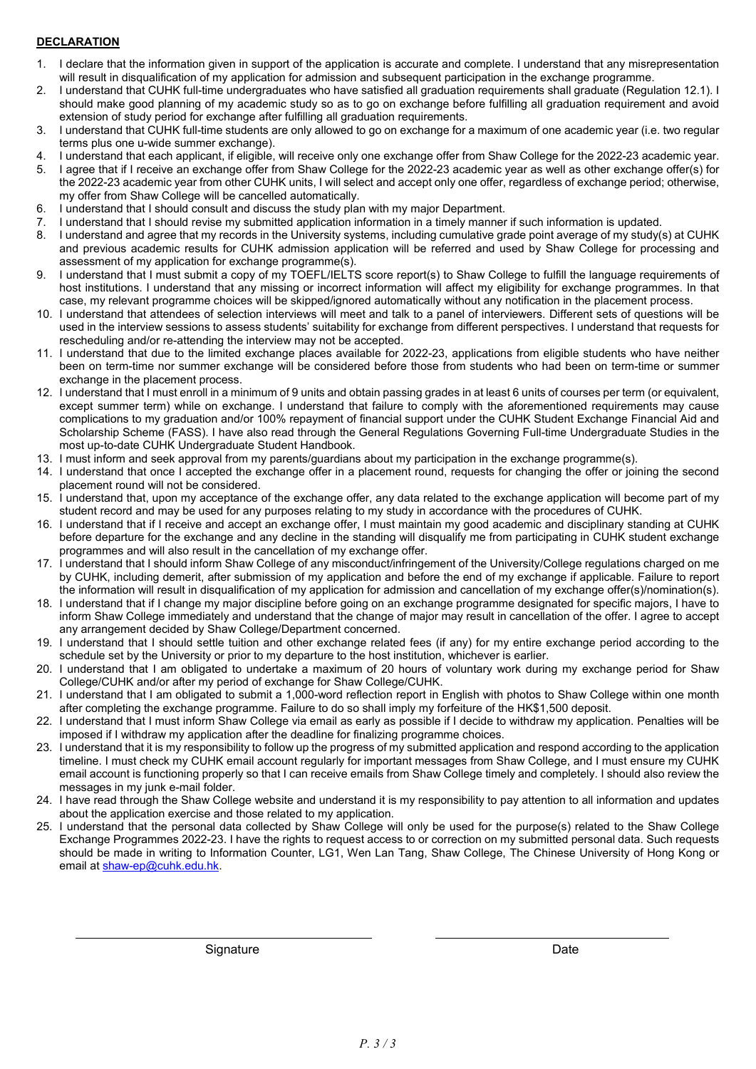**DECLARATION**

1. I declare that the information given in support of the application is accurate and complete. I understand that any misrepresentation will result in disqualification of my application for admission and subsequent participation in the exchange programme.
2. I understand that CUHK full-time undergraduates who have satisfied all graduation requirements shall graduate (Regulation 12.1). I should make good planning of my academic study so as to go on exchange before fulfilling all graduation requirement and avoid extension of study period for exchange after fulfilling all graduation requirements.
3. I understand that CUHK full-time students are only allowed to go on exchange for a maximum of one academic year (i.e. two regular terms plus one u-wide summer exchange).
4. I understand that each applicant, if eligible, will receive only one exchange offer from Shaw College for the 2022-23 academic year.
5. I agree that if I receive an exchange offer from Shaw College for the 2022-23 academic year as well as other exchange offer(s) for the 2022-23 academic year from other CUHK units, I will select and accept only one offer, regardless of exchange period; otherwise, my offer from Shaw College will be cancelled automatically.
6. I understand that I should consult and discuss the study plan with my major Department.
7. I understand that I should revise my submitted application information in a timely manner if such information is updated.
8. I understand and agree that my records in the University systems, including cumulative grade point average of my study(s) at CUHK and previous academic results for CUHK admission application will be referred and used by Shaw College for processing and assessment of my application for exchange programme(s).
9. I understand that I must submit a copy of my TOEFL/IELTS score report(s) to Shaw College to fulfill the language requirements of host institutions. I understand that any missing or incorrect information will affect my eligibility for exchange programmes. In that case, my relevant programme choices will be skipped/ignored automatically without any notification in the placement process.
10. I understand that attendees of selection interviews will meet and talk to a panel of interviewers. Different sets of questions will be used in the interview sessions to assess students' suitability for exchange from different perspectives. I understand that requests for rescheduling and/or re-attending the interview may not be accepted.
11. I understand that due to the limited exchange places available for 2022-23, applications from eligible students who have neither been on term-time nor summer exchange will be considered before those from students who had been on term-time or summer exchange in the placement process.
12. I understand that I must enroll in a minimum of 9 units and obtain passing grades in at least 6 units of courses per term (or equivalent, except summer term) while on exchange. I understand that failure to comply with the aforementioned requirements may cause complications to my graduation and/or 100% repayment of financial support under the CUHK Student Exchange Financial Aid and Scholarship Scheme (FASS). I have also read through the General Regulations Governing Full-time Undergraduate Studies in the most up-to-date CUHK Undergraduate Student Handbook.
13. I must inform and seek approval from my parents/guardians about my participation in the exchange programme(s).
14. I understand that once I accepted the exchange offer in a placement round, requests for changing the offer or joining the second placement round will not be considered.
15. I understand that, upon my acceptance of the exchange offer, any data related to the exchange application will become part of my student record and may be used for any purposes relating to my study in accordance with the procedures of CUHK.
16. I understand that if I receive and accept an exchange offer, I must maintain my good academic and disciplinary standing at CUHK before departure for the exchange and any decline in the standing will disqualify me from participating in CUHK student exchange programmes and will also result in the cancellation of my exchange offer.
17. I understand that I should inform Shaw College of any misconduct/infringement of the University/College regulations charged on me by CUHK, including demerit, after submission of my application and before the end of my exchange if applicable. Failure to report the information will result in disqualification of my application for admission and cancellation of my exchange offer(s)/nomination(s).
18. I understand that if I change my major discipline before going on an exchange programme designated for specific majors, I have to inform Shaw College immediately and understand that the change of major may result in cancellation of the offer. I agree to accept any arrangement decided by Shaw College/Department concerned.
19. I understand that I should settle tuition and other exchange related fees (if any) for my entire exchange period according to the schedule set by the University or prior to my departure to the host institution, whichever is earlier.
20. I understand that I am obligated to undertake a maximum of 20 hours of voluntary work during my exchange period for Shaw College/CUHK and/or after my period of exchange for Shaw College/CUHK.
21. I understand that I am obligated to submit a 1,000-word reflection report in English with photos to Shaw College within one month after completing the exchange programme. Failure to do so shall imply my forfeiture of the HK$1,500 deposit.
22. I understand that I must inform Shaw College via email as early as possible if I decide to withdraw my application. Penalties will be imposed if I withdraw my application after the deadline for finalizing programme choices.
23. I understand that it is my responsibility to follow up the progress of my submitted application and respond according to the application timeline. I must check my CUHK email account regularly for important messages from Shaw College, and I must ensure my CUHK email account is functioning properly so that I can receive emails from Shaw College timely and completely. I should also review the messages in my junk e-mail folder.
24. I have read through the Shaw College website and understand it is my responsibility to pay attention to all information and updates about the application exercise and those related to my application.
25. I understand that the personal data collected by Shaw College will only be used for the purpose(s) related to the Shaw College Exchange Programmes 2022-23. I have the rights to request access to or correction on my submitted personal data. Such requests should be made in writing to Information Counter, LG1, Wen Lan Tang, Shaw College, The Chinese University of Hong Kong or email at shaw-ep@cuhk.edu.hk.

\_\_\_\_\_\_\_\_\_\_\_\_\_\_\_\_\_\_\_\_\_\_\_\_\_\_\_\_\_\_ Signature

\_\_\_\_\_\_\_\_\_\_\_\_\_\_\_\_\_\_\_\_\_\_\_\_\_\_\_\_\_\_ Date